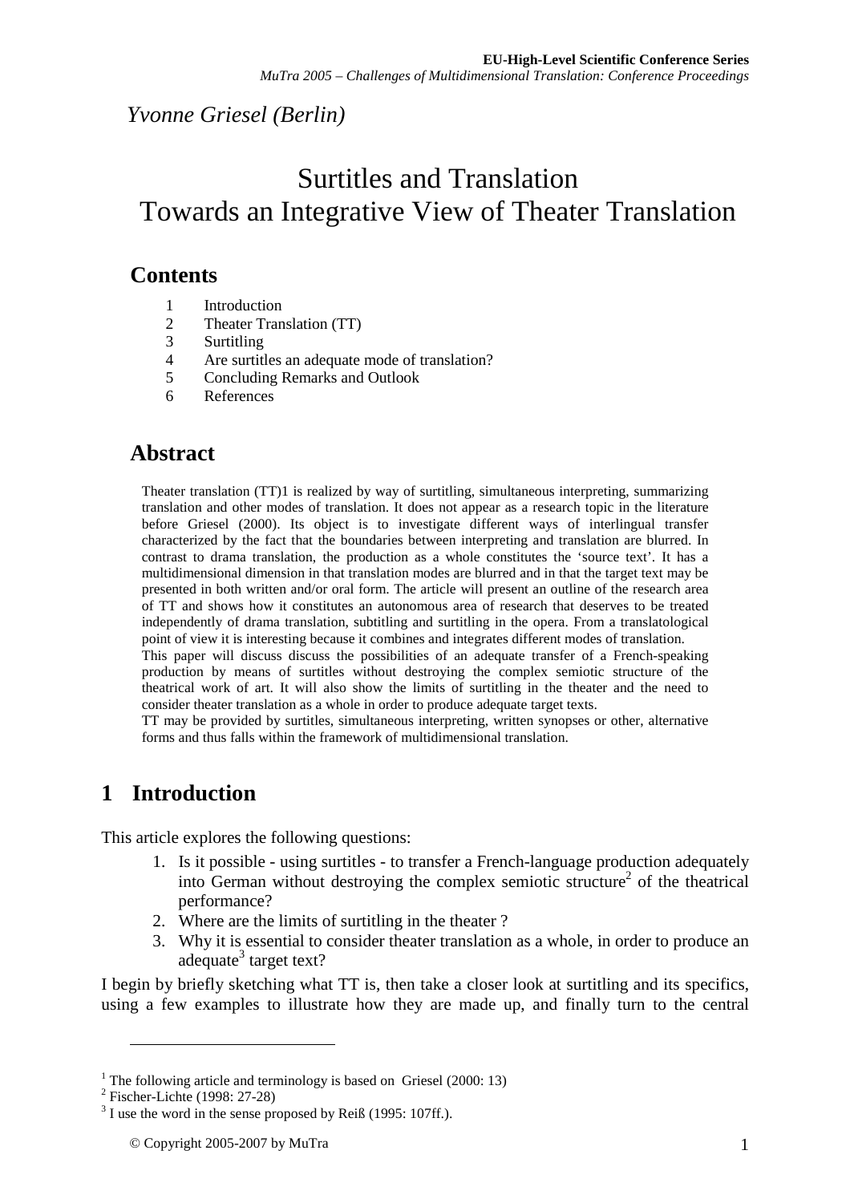*Yvonne Griesel (Berlin)*

# Surtitles and Translation Towards an Integrative View of Theater Translation

## Contents

1. Introduction
2. Theater Translation (TT)
3. Surtitling
4. Are surtitles an adequate mode of translation?
5. Concluding Remarks and Outlook
6. References

## Abstract

Theater translation (TT)1 is realized by way of surtitling, simultaneous interpreting, summarizing translation and other modes of translation. It does not appear as a research topic in the literature before Griesel (2000). Its object is to investigate different ways of interlingual transfer characterized by the fact that the boundaries between interpreting and translation are blurred. In contrast to drama translation, the production as a whole constitutes the 'source text'. It has a multidimensional dimension in that translation modes are blurred and in that the target text may be presented in both written and/or oral form. The article will present an outline of the research area of TT and shows how it constitutes an autonomous area of research that deserves to be treated independently of drama translation, subtitling and surtitling in the opera. From a translatological point of view it is interesting because it combines and integrates different modes of translation.

This paper will discuss discuss the possibilities of an adequate transfer of a French-speaking production by means of surtitles without destroying the complex semiotic structure of the theatrical work of art. It will also show the limits of surtitling in the theater and the need to consider theater translation as a whole in order to produce adequate target texts.

TT may be provided by surtitles, simultaneous interpreting, written synopses or other, alternative forms and thus falls within the framework of multidimensional translation.

## 1 Introduction

This article explores the following questions:

1. Is it possible - using surtitles - to transfer a French-language production adequately into German without destroying the complex semiotic structure[2] of the theatrical performance?
2. Where are the limits of surtitling in the theater ?
3. Why it is essential to consider theater translation as a whole, in order to produce an adequate[3] target text?

I begin by briefly sketching what TT is, then take a closer look at surtitling and its specifics, using a few examples to illustrate how they are made up, and finally turn to the central

---

[1] The following article and terminology is based on Griesel (2000: 13)

[2] Fischer-Lichte (1998: 27-28)

[3] I use the word in the sense proposed by Reiß (1995: 107ff.).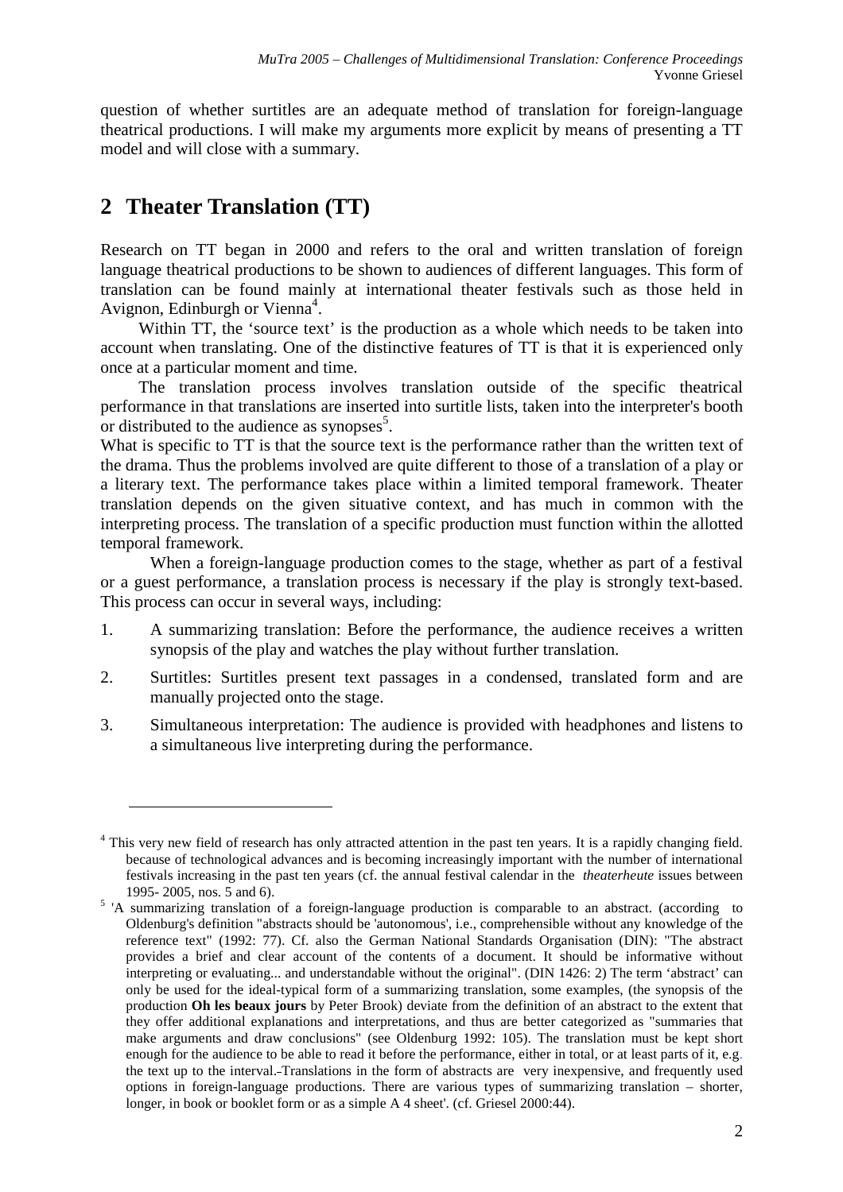question of whether surtitles are an adequate method of translation for foreign-language theatrical productions. I will make my arguments more explicit by means of presenting a TT model and will close with a summary.

## 2 Theater Translation (TT)

Research on TT began in 2000 and refers to the oral and written translation of foreign language theatrical productions to be shown to audiences of different languages. This form of translation can be found mainly at international theater festivals such as those held in Avignon, Edinburgh or Vienna[4].

Within TT, the 'source text' is the production as a whole which needs to be taken into account when translating. One of the distinctive features of TT is that it is experienced only once at a particular moment and time.

The translation process involves translation outside of the specific theatrical performance in that translations are inserted into surtitle lists, taken into the interpreter's booth or distributed to the audience as synopses[5].

What is specific to TT is that the source text is the performance rather than the written text of the drama. Thus the problems involved are quite different to those of a translation of a play or a literary text. The performance takes place within a limited temporal framework. Theater translation depends on the given situative context, and has much in common with the interpreting process. The translation of a specific production must function within the allotted temporal framework.

When a foreign-language production comes to the stage, whether as part of a festival or a guest performance, a translation process is necessary if the play is strongly text-based. This process can occur in several ways, including:

1. A summarizing translation: Before the performance, the audience receives a written synopsis of the play and watches the play without further translation.
2. Surtitles: Surtitles present text passages in a condensed, translated form and are manually projected onto the stage.
3. Simultaneous interpretation: The audience is provided with headphones and listens to a simultaneous live interpreting during the performance.

---

[4] This very new field of research has only attracted attention in the past ten years. It is a rapidly changing field. because of technological advances and is becoming increasingly important with the number of international festivals increasing in the past ten years (cf. the annual festival calendar in the *theaterheute* issues between 1995- 2005, nos. 5 and 6).

[5] 'A summarizing translation of a foreign-language production is comparable to an abstract. (according to Oldenburg's definition "abstracts should be 'autonomous', i.e., comprehensible without any knowledge of the reference text" (1992: 77). Cf. also the German National Standards Organisation (DIN): "The abstract provides a brief and clear account of the contents of a document. It should be informative without interpreting or evaluating... and understandable without the original". (DIN 1426: 2) The term 'abstract' can only be used for the ideal-typical form of a summarizing translation, some examples, (the synopsis of the production **Oh les beaux jours** by Peter Brook) deviate from the definition of an abstract to the extent that they offer additional explanations and interpretations, and thus are better categorized as "summaries that make arguments and draw conclusions" (see Oldenburg 1992: 105). The translation must be kept short enough for the audience to be able to read it before the performance, either in total, or at least parts of it, e.g. the text up to the interval. Translations in the form of abstracts are very inexpensive, and frequently used options in foreign-language productions. There are various types of summarizing translation – shorter, longer, in book or booklet form or as a simple A 4 sheet'. (cf. Griesel 2000:44).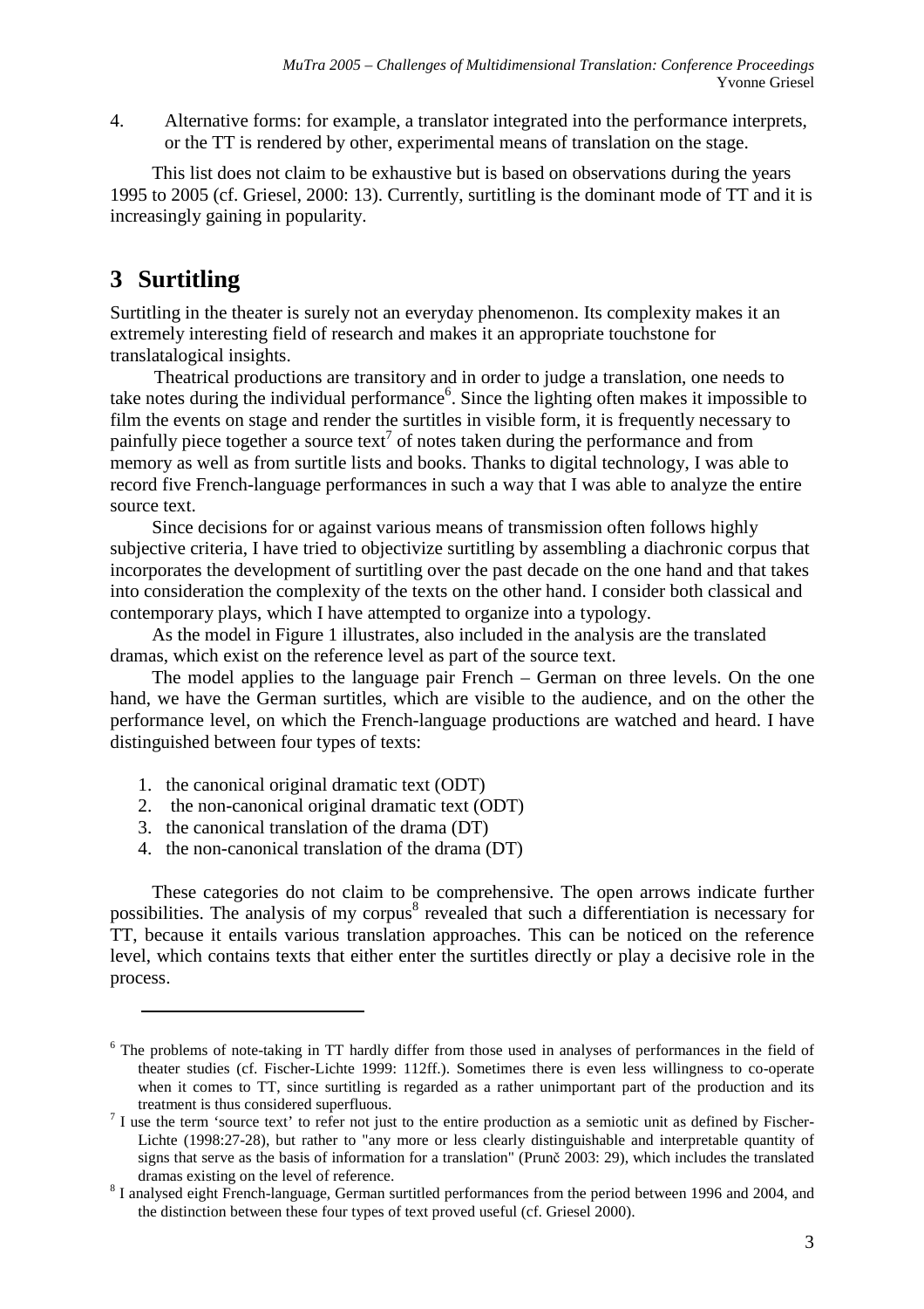4. Alternative forms: for example, a translator integrated into the performance interprets, or the TT is rendered by other, experimental means of translation on the stage.

This list does not claim to be exhaustive but is based on observations during the years 1995 to 2005 (cf. Griesel, 2000: 13). Currently, surtitling is the dominant mode of TT and it is increasingly gaining in popularity.

# 3 Surtitling

Surtitling in the theater is surely not an everyday phenomenon. Its complexity makes it an extremely interesting field of research and makes it an appropriate touchstone for translatalogical insights.

Theatrical productions are transitory and in order to judge a translation, one needs to take notes during the individual performance[6]. Since the lighting often makes it impossible to film the events on stage and render the surtitles in visible form, it is frequently necessary to painfully piece together a source text[7] of notes taken during the performance and from memory as well as from surtitle lists and books. Thanks to digital technology, I was able to record five French-language performances in such a way that I was able to analyze the entire source text.

Since decisions for or against various means of transmission often follows highly subjective criteria, I have tried to objectivize surtitling by assembling a diachronic corpus that incorporates the development of surtitling over the past decade on the one hand and that takes into consideration the complexity of the texts on the other hand. I consider both classical and contemporary plays, which I have attempted to organize into a typology.

As the model in Figure 1 illustrates, also included in the analysis are the translated dramas, which exist on the reference level as part of the source text.

The model applies to the language pair French – German on three levels. On the one hand, we have the German surtitles, which are visible to the audience, and on the other the performance level, on which the French-language productions are watched and heard. I have distinguished between four types of texts:

1. the canonical original dramatic text (ODT)
2. the non-canonical original dramatic text (ODT)
3. the canonical translation of the drama (DT)
4. the non-canonical translation of the drama (DT)

These categories do not claim to be comprehensive. The open arrows indicate further possibilities. The analysis of my corpus[8] revealed that such a differentiation is necessary for TT, because it entails various translation approaches. This can be noticed on the reference level, which contains texts that either enter the surtitles directly or play a decisive role in the process.

---

[6] The problems of note-taking in TT hardly differ from those used in analyses of performances in the field of theater studies (cf. Fischer-Lichte 1999: 112ff.). Sometimes there is even less willingness to co-operate when it comes to TT, since surtitling is regarded as a rather unimportant part of the production and its treatment is thus considered superfluous.

[7] I use the term 'source text' to refer not just to the entire production as a semiotic unit as defined by Fischer-Lichte (1998:27-28), but rather to "any more or less clearly distinguishable and interpretable quantity of signs that serve as the basis of information for a translation" (Prunč 2003: 29), which includes the translated dramas existing on the level of reference.

[8] I analysed eight French-language, German surtitled performances from the period between 1996 and 2004, and the distinction between these four types of text proved useful (cf. Griesel 2000).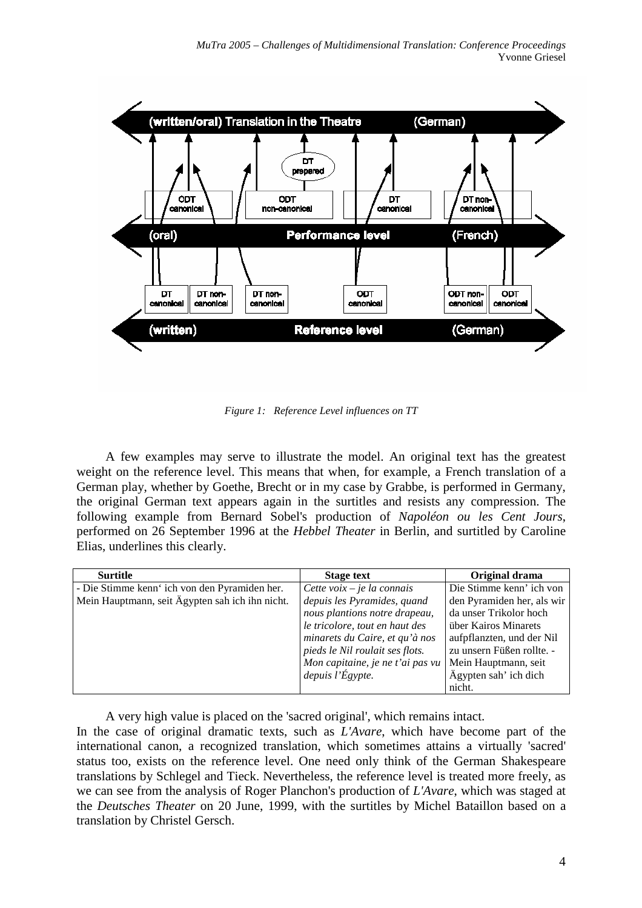*Figure 1: Reference Level influences on TT*

A few examples may serve to illustrate the model. An original text has the greatest weight on the reference level. This means that when, for example, a French translation of a German play, whether by Goethe, Brecht or in my case by Grabbe, is performed in Germany, the original German text appears again in the surtitles and resists any compression. The following example from Bernard Sobel's production of *Napoléon ou les Cent Jours*, performed on 26 September 1996 at the *Hebbel Theater* in Berlin, and surtitled by Caroline Elias, underlines this clearly.

| Surtitle | Stage text | Original drama |
|---|---|---|
| - Die Stimme kenn' ich von den Pyramiden her. Mein Hauptmann, seit Ägypten sah ich ihn nicht. | *Cette voix – je la connais depuis les Pyramides, quand nous plantions notre drapeau, le tricolore, tout en haut des minarets du Caire, et qu'à nos pieds le Nil roulait ses flots. Mon capitaine, je ne t'ai pas vu depuis l'Égypte.* | Die Stimme kenn' ich von den Pyramiden her, als wir da unser Trikolor hoch über Kairos Minarets aufpflanzten, und der Nil zu unsern Füßen rollte. - Mein Hauptmann, seit Ägypten sah' ich dich nicht. |

A very high value is placed on the 'sacred original', which remains intact.
In the case of original dramatic texts, such as *L'Avare*, which have become part of the international canon, a recognized translation, which sometimes attains a virtually 'sacred' status too, exists on the reference level. One need only think of the German Shakespeare translations by Schlegel and Tieck. Nevertheless, the reference level is treated more freely, as we can see from the analysis of Roger Planchon's production of *L'Avare*, which was staged at the *Deutsches Theater* on 20 June, 1999, with the surtitles by Michel Bataillon based on a translation by Christel Gersch.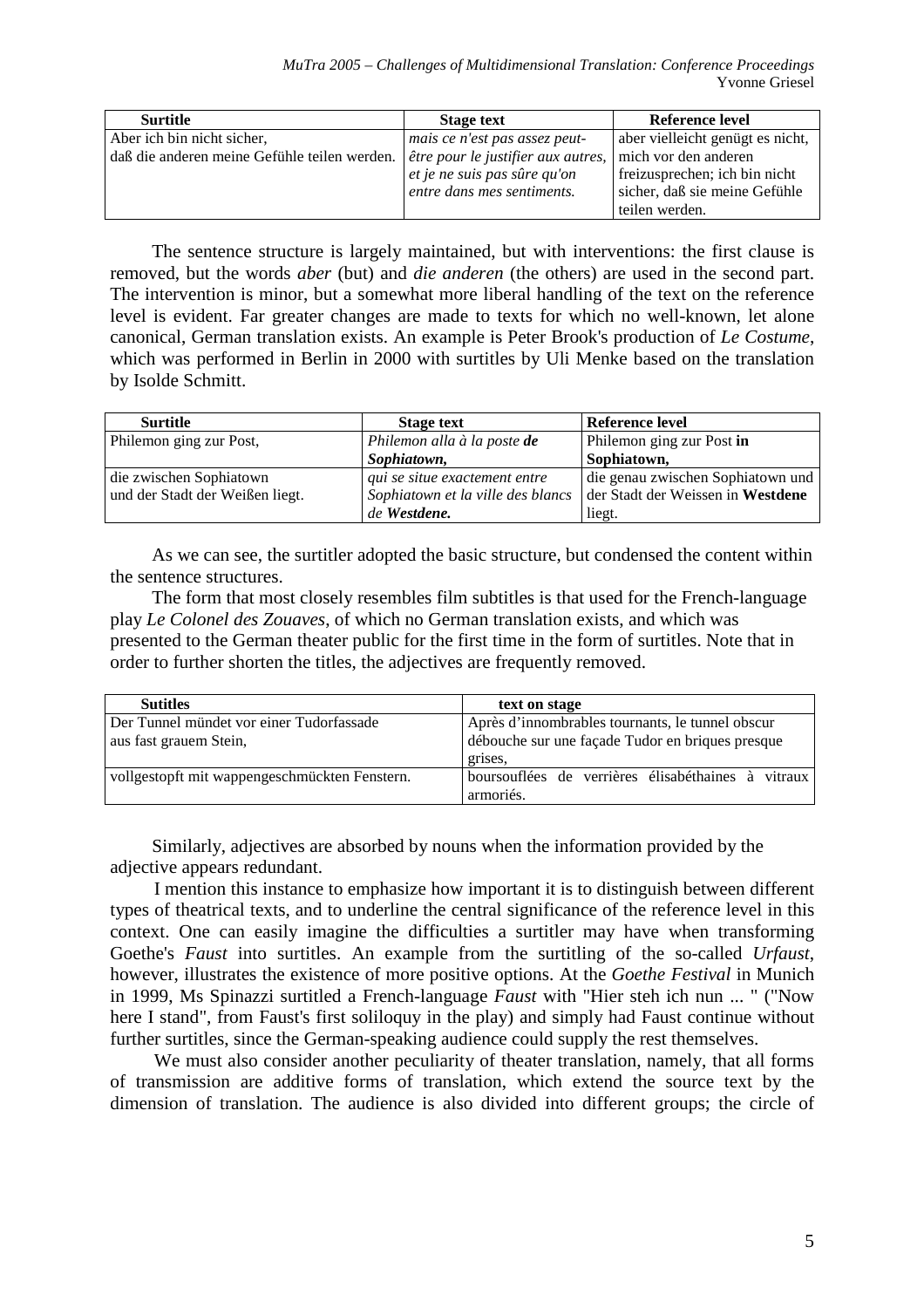| Surtitle | Stage text | Reference level |
|---|---|---|
| Aber ich bin nicht sicher, daß die anderen meine Gefühle teilen werden. | *mais ce n'est pas assez peut-être pour le justifier aux autres, et je ne suis pas sûre qu'on entre dans mes sentiments.* | aber vielleicht genügt es nicht, mich vor den anderen freizusprechen; ich bin nicht sicher, daß sie meine Gefühle teilen werden. |

The sentence structure is largely maintained, but with interventions: the first clause is removed, but the words *aber* (but) and *die anderen* (the others) are used in the second part. The intervention is minor, but a somewhat more liberal handling of the text on the reference level is evident. Far greater changes are made to texts for which no well-known, let alone canonical, German translation exists. An example is Peter Brook's production of *Le Costume*, which was performed in Berlin in 2000 with surtitles by Uli Menke based on the translation by Isolde Schmitt.

| Surtitle | Stage text | Reference level |
|---|---|---|
| Philemon ging zur Post, | *Philemon alla à la poste **de Sophiatown,*** | Philemon ging zur Post **in Sophiatown,** |
| die zwischen Sophiatown und der Stadt der Weißen liegt. | *qui se situe exactement entre Sophiatown et la ville des blancs de **Westdene.*** | die genau zwischen Sophiatown und der Stadt der Weissen in **Westdene** liegt. |

As we can see, the surtitler adopted the basic structure, but condensed the content within the sentence structures.

The form that most closely resembles film subtitles is that used for the French-language play *Le Colonel des Zouaves*, of which no German translation exists, and which was presented to the German theater public for the first time in the form of surtitles. Note that in order to further shorten the titles, the adjectives are frequently removed.

| Sutitles | text on stage |
|---|---|
| Der Tunnel mündet vor einer Tudorfassade aus fast grauem Stein, | Après d'innombrables tournants, le tunnel obscur débouche sur une façade Tudor en briques presque grises, |
| vollgestopft mit wappengeschmückten Fenstern. | boursouflées de verrières élisabéthaines à vitraux armoriés. |

Similarly, adjectives are absorbed by nouns when the information provided by the adjective appears redundant.

I mention this instance to emphasize how important it is to distinguish between different types of theatrical texts, and to underline the central significance of the reference level in this context. One can easily imagine the difficulties a surtitler may have when transforming Goethe's *Faust* into surtitles. An example from the surtitling of the so-called *Urfaust*, however, illustrates the existence of more positive options. At the *Goethe Festival* in Munich in 1999, Ms Spinazzi surtitled a French-language *Faust* with "Hier steh ich nun ... " ("Now here I stand", from Faust's first soliloquy in the play) and simply had Faust continue without further surtitles, since the German-speaking audience could supply the rest themselves.

We must also consider another peculiarity of theater translation, namely, that all forms of transmission are additive forms of translation, which extend the source text by the dimension of translation. The audience is also divided into different groups; the circle of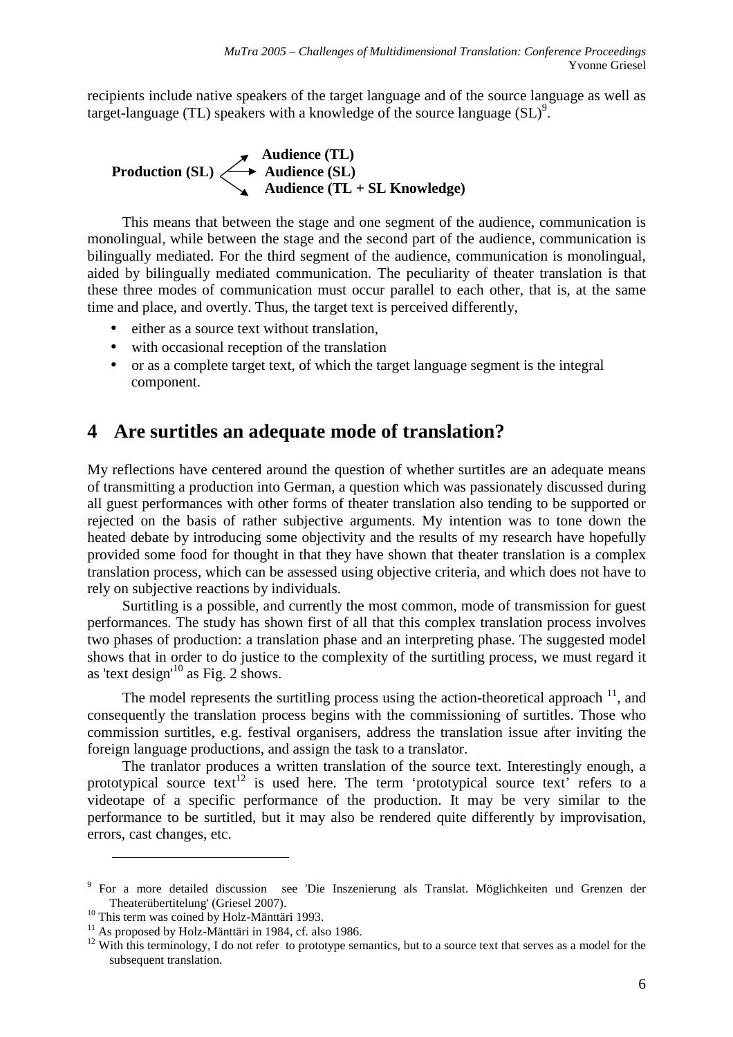recipients include native speakers of the target language and of the source language as well as target-language (TL) speakers with a knowledge of the source language (SL)[9].

**Production (SL)** → **Audience (TL)**
**Production (SL)** ↔ **Audience (SL)**
**Production (SL)** → **Audience (TL + SL Knowledge)**

This means that between the stage and one segment of the audience, communication is monolingual, while between the stage and the second part of the audience, communication is bilingually mediated. For the third segment of the audience, communication is monolingual, aided by bilingually mediated communication. The peculiarity of theater translation is that these three modes of communication must occur parallel to each other, that is, at the same time and place, and overtly. Thus, the target text is perceived differently,

- either as a source text without translation,
- with occasional reception of the translation
- or as a complete target text, of which the target language segment is the integral component.

## 4 Are surtitles an adequate mode of translation?

My reflections have centered around the question of whether surtitles are an adequate means of transmitting a production into German, a question which was passionately discussed during all guest performances with other forms of theater translation also tending to be supported or rejected on the basis of rather subjective arguments. My intention was to tone down the heated debate by introducing some objectivity and the results of my research have hopefully provided some food for thought in that they have shown that theater translation is a complex translation process, which can be assessed using objective criteria, and which does not have to rely on subjective reactions by individuals.

Surtitling is a possible, and currently the most common, mode of transmission for guest performances. The study has shown first of all that this complex translation process involves two phases of production: a translation phase and an interpreting phase. The suggested model shows that in order to do justice to the complexity of the surtitling process, we must regard it as 'text design'[10] as Fig. 2 shows.

The model represents the surtitling process using the action-theoretical approach [11], and consequently the translation process begins with the commissioning of surtitles. Those who commission surtitles, e.g. festival organisers, address the translation issue after inviting the foreign language productions, and assign the task to a translator.

The tranlator produces a written translation of the source text. Interestingly enough, a prototypical source text[12] is used here. The term 'prototypical source text' refers to a videotape of a specific performance of the production. It may be very similar to the performance to be surtitled, but it may also be rendered quite differently by improvisation, errors, cast changes, etc.

---

[9] For a more detailed discussion see 'Die Inszenierung als Translat. Möglichkeiten und Grenzen der Theaterübertitelung' (Griesel 2007).

[10] This term was coined by Holz-Mänttäri 1993.

[11] As proposed by Holz-Mänttäri in 1984, cf. also 1986.

[12] With this terminology, I do not refer to prototype semantics, but to a source text that serves as a model for the subsequent translation.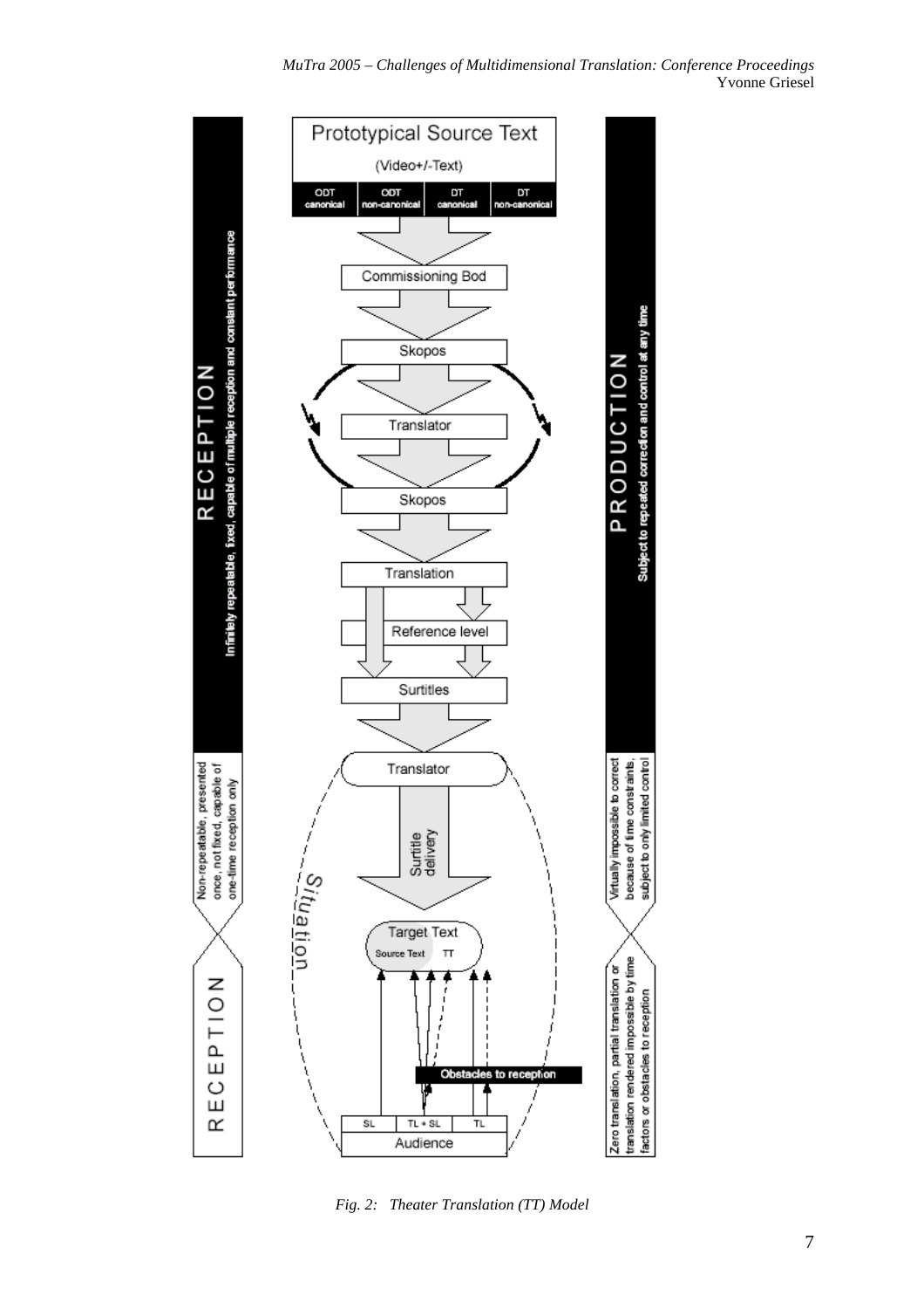RECEPTION

Infinitely repeatable, fixed, capable of multiple reception and constant performance

Prototypical Source Text

(Video+/-Text)

| ODT canonical | ODT non-canonical | DT canonical | DT non-canonical |
|---|---|---|---|

Commissioning Bod

Skopos

Translator

Skopos

Translation

Reference level

Surtitles

Translator

Surtitle delivery

Situation

Target Text

Source Text TT

Obstacles to reception

| SL | TL + SL | TL |
|---|---|---|

Audience

PRODUCTION

Subject to repeated correction and control at any time

Non-repeatable, presented once, not fixed, capable of one-time reception only

RECEPTION

Virtually impossible to correct because of time constraints, subject to only limited control

Zero translation, partial translation or translation rendered impossible by time factors or obstacles to reception

*Fig. 2: Theater Translation (TT) Model*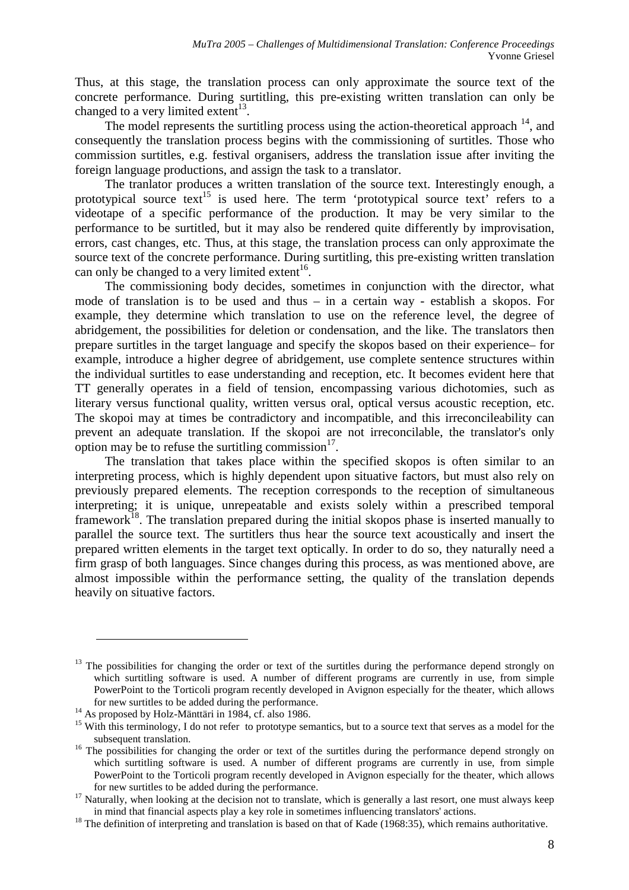Thus, at this stage, the translation process can only approximate the source text of the concrete performance. During surtitling, this pre-existing written translation can only be changed to a very limited extent[13].

The model represents the surtitling process using the action-theoretical approach [14], and consequently the translation process begins with the commissioning of surtitles. Those who commission surtitles, e.g. festival organisers, address the translation issue after inviting the foreign language productions, and assign the task to a translator.

The tranlator produces a written translation of the source text. Interestingly enough, a prototypical source text[15] is used here. The term 'prototypical source text' refers to a videotape of a specific performance of the production. It may be very similar to the performance to be surtitled, but it may also be rendered quite differently by improvisation, errors, cast changes, etc. Thus, at this stage, the translation process can only approximate the source text of the concrete performance. During surtitling, this pre-existing written translation can only be changed to a very limited extent[16].

The commissioning body decides, sometimes in conjunction with the director, what mode of translation is to be used and thus – in a certain way - establish a skopos. For example, they determine which translation to use on the reference level, the degree of abridgement, the possibilities for deletion or condensation, and the like. The translators then prepare surtitles in the target language and specify the skopos based on their experience– for example, introduce a higher degree of abridgement, use complete sentence structures within the individual surtitles to ease understanding and reception, etc. It becomes evident here that TT generally operates in a field of tension, encompassing various dichotomies, such as literary versus functional quality, written versus oral, optical versus acoustic reception, etc. The skopoi may at times be contradictory and incompatible, and this irreconcileability can prevent an adequate translation. If the skopoi are not irreconcilable, the translator's only option may be to refuse the surtitling commission[17].

The translation that takes place within the specified skopos is often similar to an interpreting process, which is highly dependent upon situative factors, but must also rely on previously prepared elements. The reception corresponds to the reception of simultaneous interpreting; it is unique, unrepeatable and exists solely within a prescribed temporal framework[18]. The translation prepared during the initial skopos phase is inserted manually to parallel the source text. The surtitlers thus hear the source text acoustically and insert the prepared written elements in the target text optically. In order to do so, they naturally need a firm grasp of both languages. Since changes during this process, as was mentioned above, are almost impossible within the performance setting, the quality of the translation depends heavily on situative factors.

---

[13] The possibilities for changing the order or text of the surtitles during the performance depend strongly on which surtitling software is used. A number of different programs are currently in use, from simple PowerPoint to the Torticoli program recently developed in Avignon especially for the theater, which allows for new surtitles to be added during the performance.

[14] As proposed by Holz-Mänttäri in 1984, cf. also 1986.

[15] With this terminology, I do not refer to prototype semantics, but to a source text that serves as a model for the subsequent translation.

[16] The possibilities for changing the order or text of the surtitles during the performance depend strongly on which surtitling software is used. A number of different programs are currently in use, from simple PowerPoint to the Torticoli program recently developed in Avignon especially for the theater, which allows for new surtitles to be added during the performance.

[17] Naturally, when looking at the decision not to translate, which is generally a last resort, one must always keep in mind that financial aspects play a key role in sometimes influencing translators' actions.

[18] The definition of interpreting and translation is based on that of Kade (1968:35), which remains authoritative.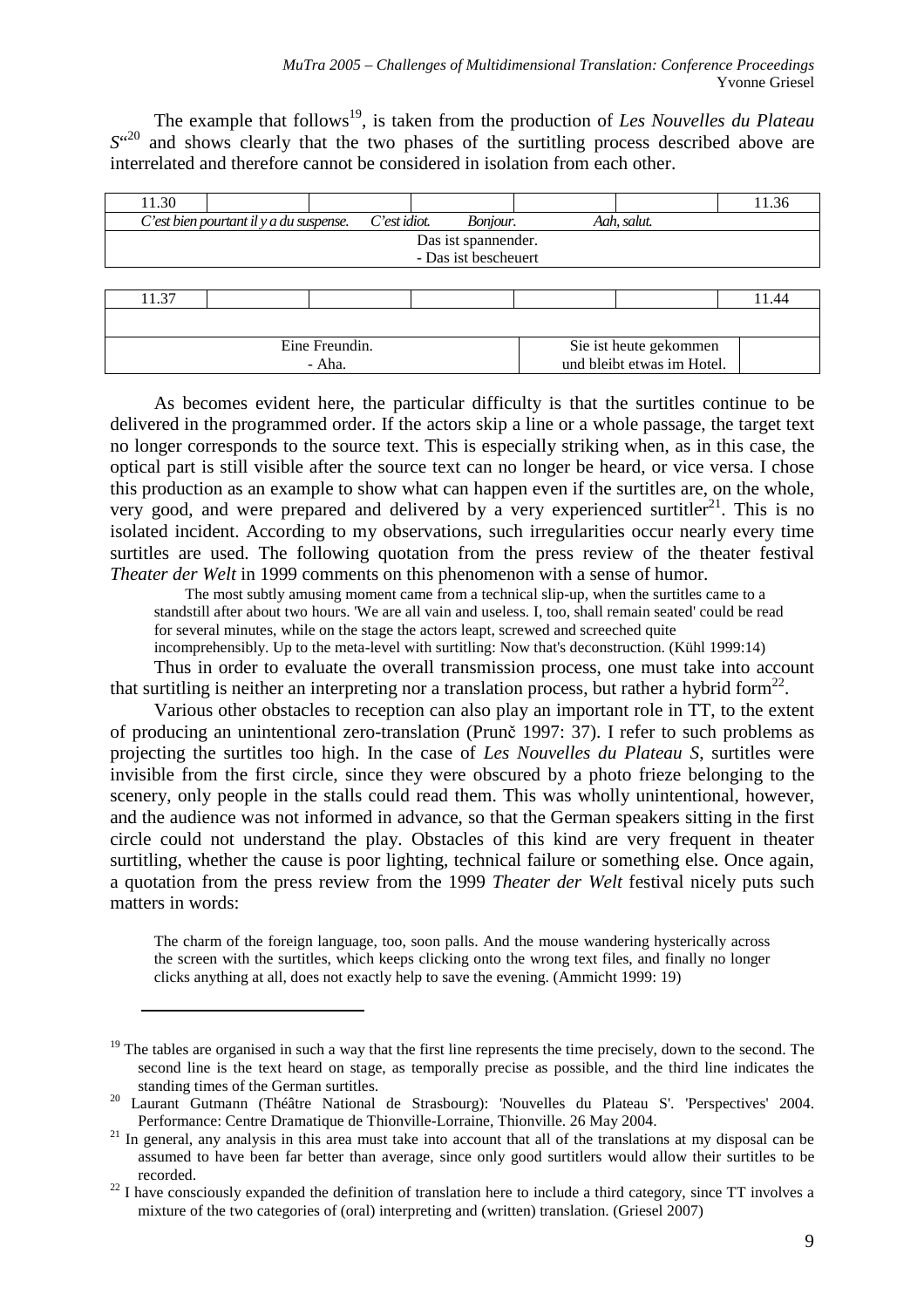The example that follows[19], is taken from the production of *Les Nouvelles du Plateau S*"[20] and shows clearly that the two phases of the surtitling process described above are interrelated and therefore cannot be considered in isolation from each other.

| 11.30 | | | | | | 11.36 |
|---|---|---|---|---|---|---|
| *C'est bien pourtant il y a du suspense.* *C'est idiot.* *Bonjour.* *Aah, salut.* | | | | | | |
| Das ist spannender.<br>- Das ist bescheuert | | | | | | |

| 11.37 | | | | | | 11.44 |
|---|---|---|---|---|---|---|
| | | | | | | |
| Eine Freundin.<br>- Aha. | | | | Sie ist heute gekommen<br>und bleibt etwas im Hotel. | | |

As becomes evident here, the particular difficulty is that the surtitles continue to be delivered in the programmed order. If the actors skip a line or a whole passage, the target text no longer corresponds to the source text. This is especially striking when, as in this case, the optical part is still visible after the source text can no longer be heard, or vice versa. I chose this production as an example to show what can happen even if the surtitles are, on the whole, very good, and were prepared and delivered by a very experienced surtitler[21]. This is no isolated incident. According to my observations, such irregularities occur nearly every time surtitles are used. The following quotation from the press review of the theater festival *Theater der Welt* in 1999 comments on this phenomenon with a sense of humor.

> The most subtly amusing moment came from a technical slip-up, when the surtitles came to a standstill after about two hours. 'We are all vain and useless. I, too, shall remain seated' could be read for several minutes, while on the stage the actors leapt, screwed and screeched quite incomprehensibly. Up to the meta-level with surtitling: Now that's deconstruction. (Kühl 1999:14)

Thus in order to evaluate the overall transmission process, one must take into account that surtitling is neither an interpreting nor a translation process, but rather a hybrid form[22].

Various other obstacles to reception can also play an important role in TT, to the extent of producing an unintentional zero-translation (Prunč 1997: 37). I refer to such problems as projecting the surtitles too high. In the case of *Les Nouvelles du Plateau S*, surtitles were invisible from the first circle, since they were obscured by a photo frieze belonging to the scenery, only people in the stalls could read them. This was wholly unintentional, however, and the audience was not informed in advance, so that the German speakers sitting in the first circle could not understand the play. Obstacles of this kind are very frequent in theater surtitling, whether the cause is poor lighting, technical failure or something else. Once again, a quotation from the press review from the 1999 *Theater der Welt* festival nicely puts such matters in words:

> The charm of the foreign language, too, soon palls. And the mouse wandering hysterically across the screen with the surtitles, which keeps clicking onto the wrong text files, and finally no longer clicks anything at all, does not exactly help to save the evening. (Ammicht 1999: 19)

---

[19] The tables are organised in such a way that the first line represents the time precisely, down to the second. The second line is the text heard on stage, as temporally precise as possible, and the third line indicates the standing times of the German surtitles.

[20] Laurant Gutmann (Théâtre National de Strasbourg): 'Nouvelles du Plateau S'. 'Perspectives' 2004. Performance: Centre Dramatique de Thionville-Lorraine, Thionville. 26 May 2004.

[21] In general, any analysis in this area must take into account that all of the translations at my disposal can be assumed to have been far better than average, since only good surtitlers would allow their surtitles to be recorded.

[22] I have consciously expanded the definition of translation here to include a third category, since TT involves a mixture of the two categories of (oral) interpreting and (written) translation. (Griesel 2007)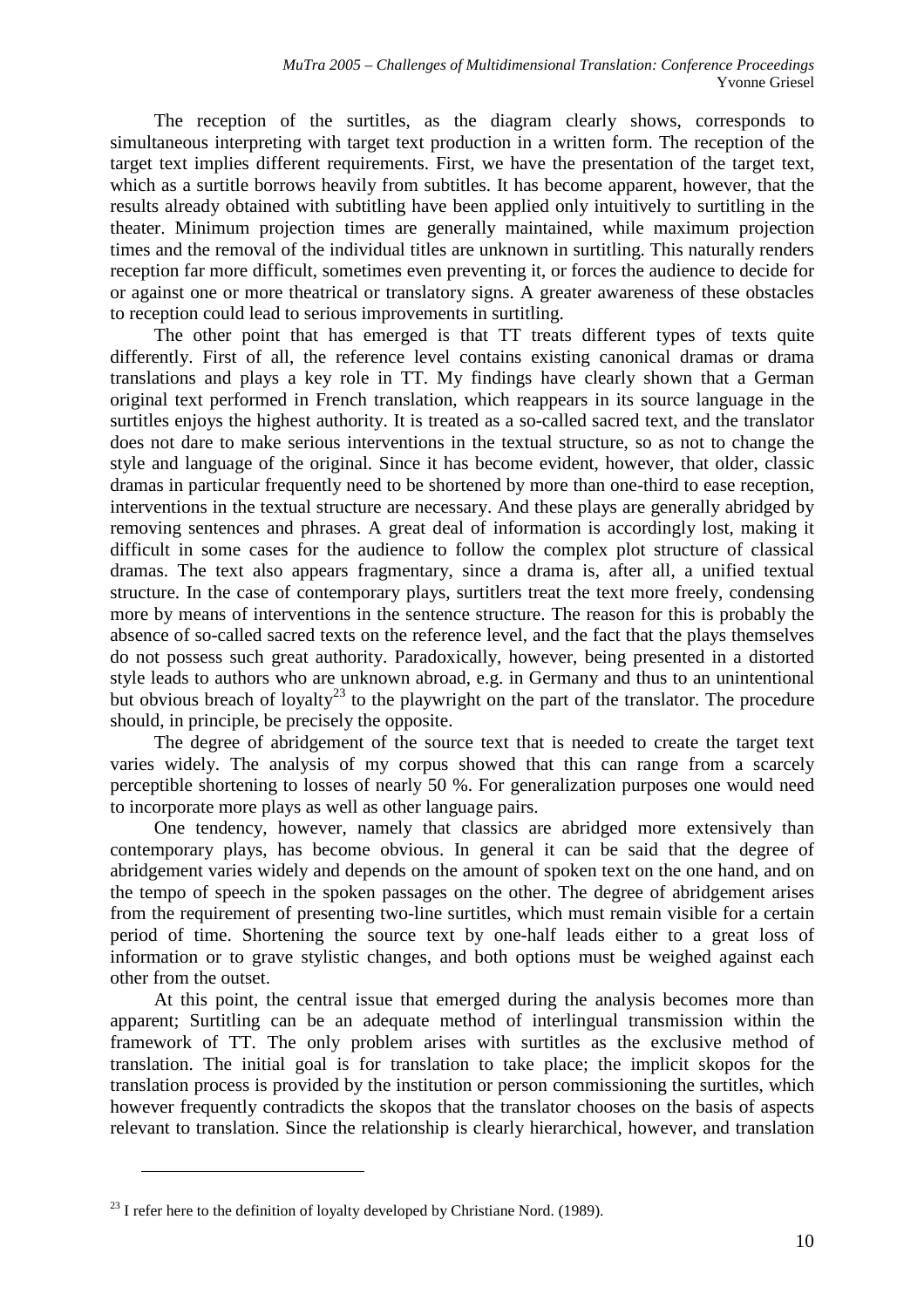The reception of the surtitles, as the diagram clearly shows, corresponds to simultaneous interpreting with target text production in a written form. The reception of the target text implies different requirements. First, we have the presentation of the target text, which as a surtitle borrows heavily from subtitles. It has become apparent, however, that the results already obtained with subtitling have been applied only intuitively to surtitling in the theater. Minimum projection times are generally maintained, while maximum projection times and the removal of the individual titles are unknown in surtitling. This naturally renders reception far more difficult, sometimes even preventing it, or forces the audience to decide for or against one or more theatrical or translatory signs. A greater awareness of these obstacles to reception could lead to serious improvements in surtitling.

The other point that has emerged is that TT treats different types of texts quite differently. First of all, the reference level contains existing canonical dramas or drama translations and plays a key role in TT. My findings have clearly shown that a German original text performed in French translation, which reappears in its source language in the surtitles enjoys the highest authority. It is treated as a so-called sacred text, and the translator does not dare to make serious interventions in the textual structure, so as not to change the style and language of the original. Since it has become evident, however, that older, classic dramas in particular frequently need to be shortened by more than one-third to ease reception, interventions in the textual structure are necessary. And these plays are generally abridged by removing sentences and phrases. A great deal of information is accordingly lost, making it difficult in some cases for the audience to follow the complex plot structure of classical dramas. The text also appears fragmentary, since a drama is, after all, a unified textual structure. In the case of contemporary plays, surtitlers treat the text more freely, condensing more by means of interventions in the sentence structure. The reason for this is probably the absence of so-called sacred texts on the reference level, and the fact that the plays themselves do not possess such great authority. Paradoxically, however, being presented in a distorted style leads to authors who are unknown abroad, e.g. in Germany and thus to an unintentional but obvious breach of loyalty[23] to the playwright on the part of the translator. The procedure should, in principle, be precisely the opposite.

The degree of abridgement of the source text that is needed to create the target text varies widely. The analysis of my corpus showed that this can range from a scarcely perceptible shortening to losses of nearly 50 %. For generalization purposes one would need to incorporate more plays as well as other language pairs.

One tendency, however, namely that classics are abridged more extensively than contemporary plays, has become obvious. In general it can be said that the degree of abridgement varies widely and depends on the amount of spoken text on the one hand, and on the tempo of speech in the spoken passages on the other. The degree of abridgement arises from the requirement of presenting two-line surtitles, which must remain visible for a certain period of time. Shortening the source text by one-half leads either to a great loss of information or to grave stylistic changes, and both options must be weighed against each other from the outset.

At this point, the central issue that emerged during the analysis becomes more than apparent; Surtitling can be an adequate method of interlingual transmission within the framework of TT. The only problem arises with surtitles as the exclusive method of translation. The initial goal is for translation to take place; the implicit skopos for the translation process is provided by the institution or person commissioning the surtitles, which however frequently contradicts the skopos that the translator chooses on the basis of aspects relevant to translation. Since the relationship is clearly hierarchical, however, and translation

[23] I refer here to the definition of loyalty developed by Christiane Nord. (1989).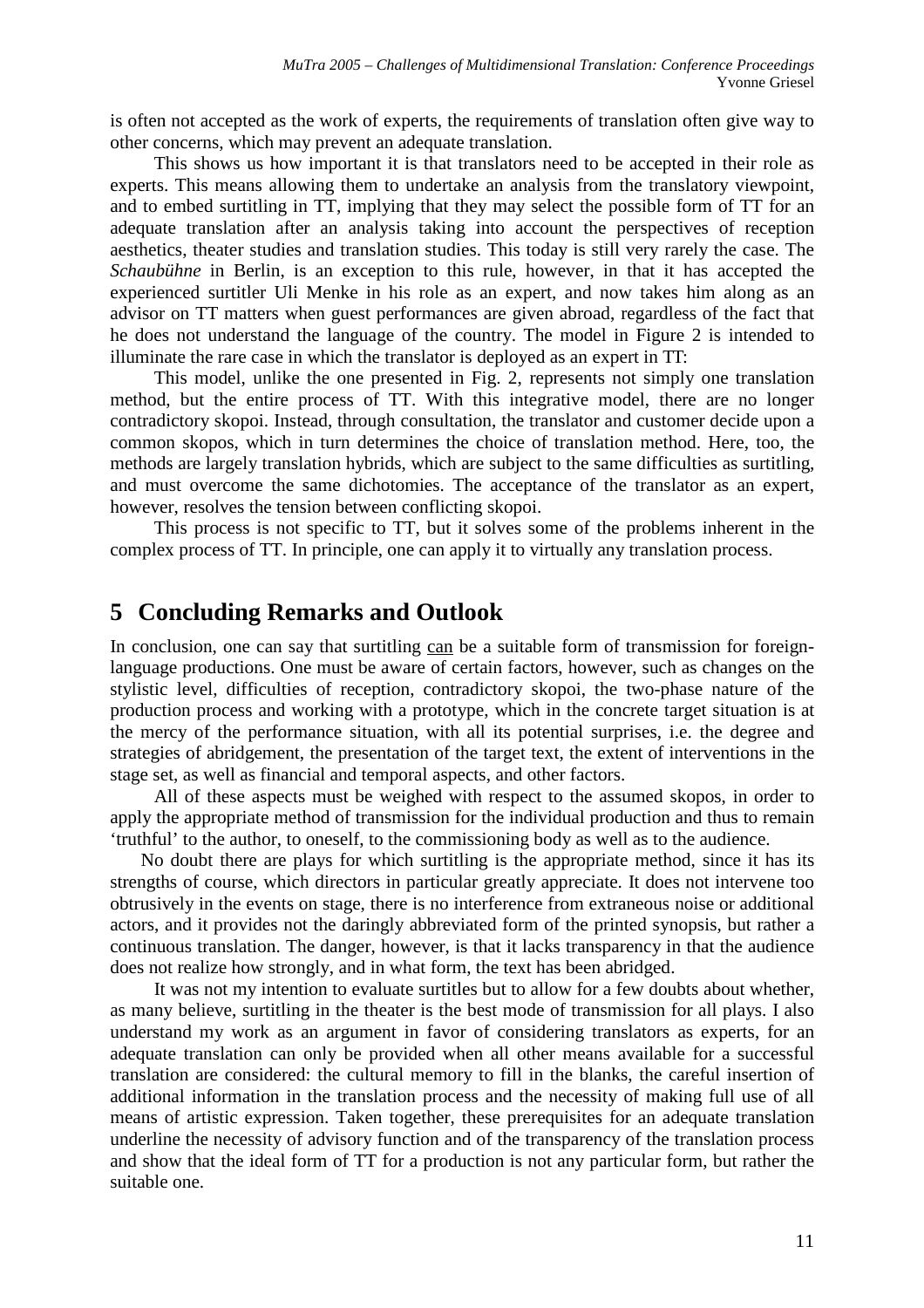is often not accepted as the work of experts, the requirements of translation often give way to other concerns, which may prevent an adequate translation.

This shows us how important it is that translators need to be accepted in their role as experts. This means allowing them to undertake an analysis from the translatory viewpoint, and to embed surtitling in TT, implying that they may select the possible form of TT for an adequate translation after an analysis taking into account the perspectives of reception aesthetics, theater studies and translation studies. This today is still very rarely the case. The *Schaubühne* in Berlin, is an exception to this rule, however, in that it has accepted the experienced surtitler Uli Menke in his role as an expert, and now takes him along as an advisor on TT matters when guest performances are given abroad, regardless of the fact that he does not understand the language of the country. The model in Figure 2 is intended to illuminate the rare case in which the translator is deployed as an expert in TT:

This model, unlike the one presented in Fig. 2, represents not simply one translation method, but the entire process of TT. With this integrative model, there are no longer contradictory skopoi. Instead, through consultation, the translator and customer decide upon a common skopos, which in turn determines the choice of translation method. Here, too, the methods are largely translation hybrids, which are subject to the same difficulties as surtitling, and must overcome the same dichotomies. The acceptance of the translator as an expert, however, resolves the tension between conflicting skopoi.

This process is not specific to TT, but it solves some of the problems inherent in the complex process of TT. In principle, one can apply it to virtually any translation process.

# 5 Concluding Remarks and Outlook

In conclusion, one can say that surtitling can be a suitable form of transmission for foreign-language productions. One must be aware of certain factors, however, such as changes on the stylistic level, difficulties of reception, contradictory skopoi, the two-phase nature of the production process and working with a prototype, which in the concrete target situation is at the mercy of the performance situation, with all its potential surprises, i.e. the degree and strategies of abridgement, the presentation of the target text, the extent of interventions in the stage set, as well as financial and temporal aspects, and other factors.

All of these aspects must be weighed with respect to the assumed skopos, in order to apply the appropriate method of transmission for the individual production and thus to remain 'truthful' to the author, to oneself, to the commissioning body as well as to the audience.

No doubt there are plays for which surtitling is the appropriate method, since it has its strengths of course, which directors in particular greatly appreciate. It does not intervene too obtrusively in the events on stage, there is no interference from extraneous noise or additional actors, and it provides not the daringly abbreviated form of the printed synopsis, but rather a continuous translation. The danger, however, is that it lacks transparency in that the audience does not realize how strongly, and in what form, the text has been abridged.

It was not my intention to evaluate surtitles but to allow for a few doubts about whether, as many believe, surtitling in the theater is the best mode of transmission for all plays. I also understand my work as an argument in favor of considering translators as experts, for an adequate translation can only be provided when all other means available for a successful translation are considered: the cultural memory to fill in the blanks, the careful insertion of additional information in the translation process and the necessity of making full use of all means of artistic expression. Taken together, these prerequisites for an adequate translation underline the necessity of advisory function and of the transparency of the translation process and show that the ideal form of TT for a production is not any particular form, but rather the suitable one.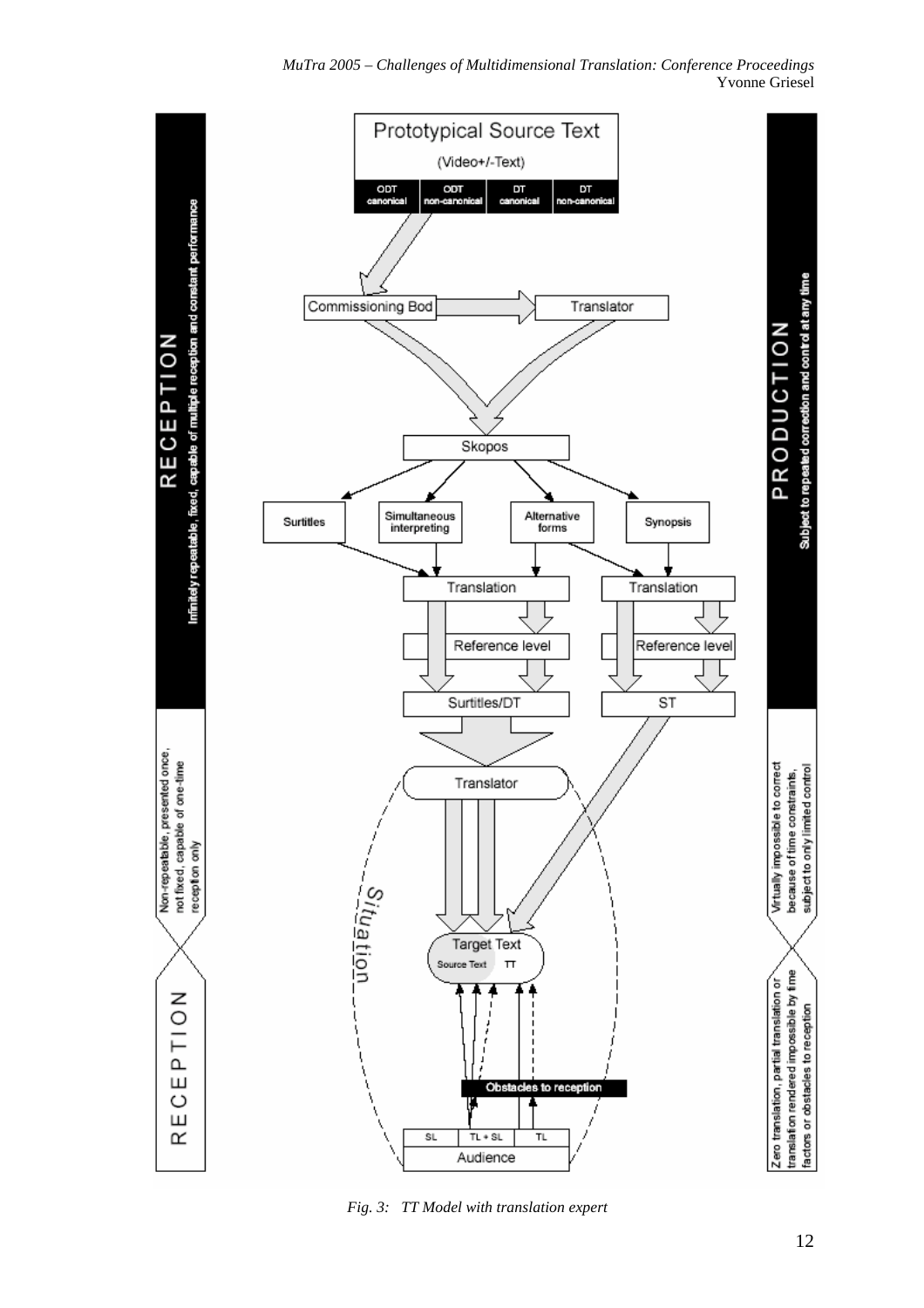**RECEPTION**
Infinitely repeatable, fixed, capable of multiple reception and constant performance

**PRODUCTION**
Subject to repeated correction and control at any time

Prototypical Source Text

(Video+/-Text)

| ODT canonical | ODT non-canonical | DT canonical | DT non-canonical |
|---|---|---|---|

Commissioning Bod → Translator

Skopos

Surtitles | Simultaneous interpreting | Alternative forms | Synopsis

Translation | Translation

Reference level | Reference level

Surtitles/DT | ST

Non-repeatable, presented once, not fixed, capable of one-time reception only

Virtually impossible to correct because of time constraints, subject to only limited control

Translator

Situation

Target Text

Source Text | TT

Obstacles to reception

| SL | TL + SL | TL |
|---|---|---|

Audience

**RECEPTION**

Zero translation, partial translation or translation rendered impossible by time factors or obstacles to reception

*Fig. 3: TT Model with translation expert*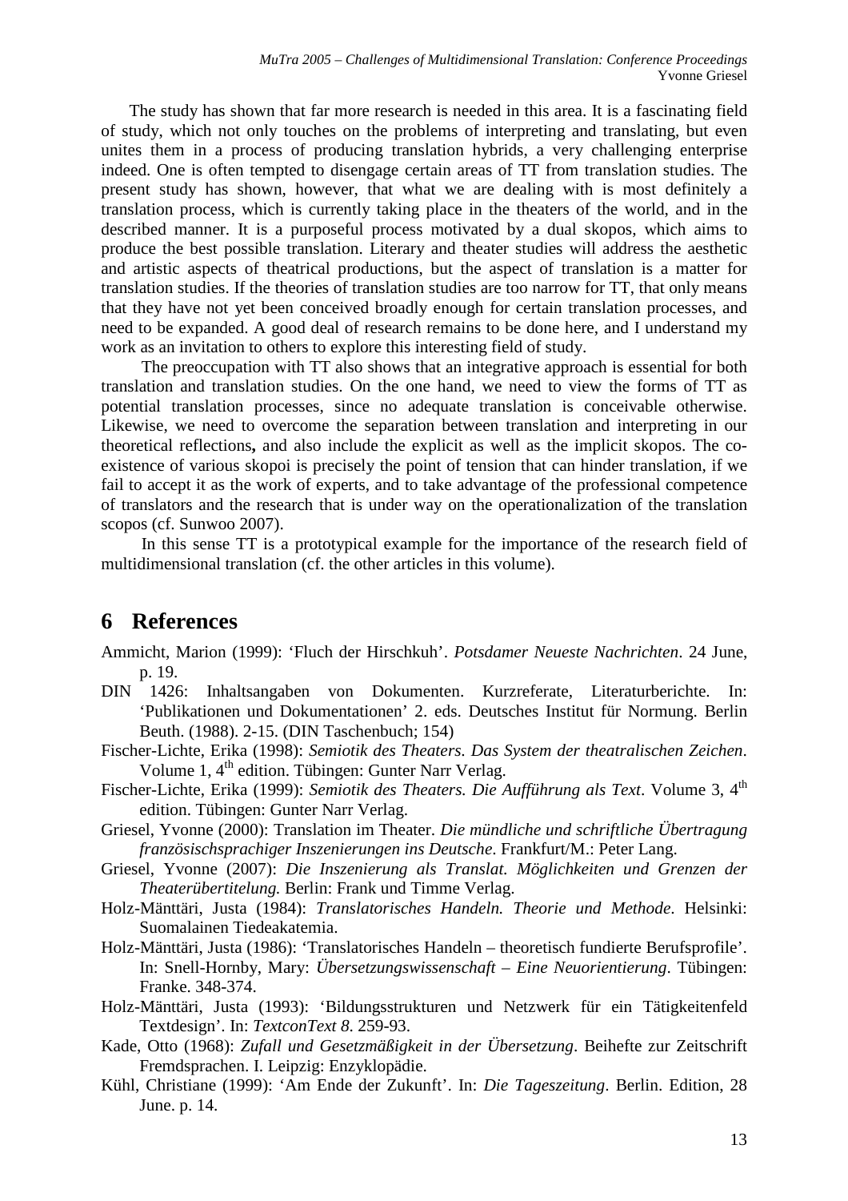The study has shown that far more research is needed in this area. It is a fascinating field of study, which not only touches on the problems of interpreting and translating, but even unites them in a process of producing translation hybrids, a very challenging enterprise indeed. One is often tempted to disengage certain areas of TT from translation studies. The present study has shown, however, that what we are dealing with is most definitely a translation process, which is currently taking place in the theaters of the world, and in the described manner. It is a purposeful process motivated by a dual skopos, which aims to produce the best possible translation. Literary and theater studies will address the aesthetic and artistic aspects of theatrical productions, but the aspect of translation is a matter for translation studies. If the theories of translation studies are too narrow for TT, that only means that they have not yet been conceived broadly enough for certain translation processes, and need to be expanded. A good deal of research remains to be done here, and I understand my work as an invitation to others to explore this interesting field of study.

The preoccupation with TT also shows that an integrative approach is essential for both translation and translation studies. On the one hand, we need to view the forms of TT as potential translation processes, since no adequate translation is conceivable otherwise. Likewise, we need to overcome the separation between translation and interpreting in our theoretical reflections**,** and also include the explicit as well as the implicit skopos. The co-existence of various skopoi is precisely the point of tension that can hinder translation, if we fail to accept it as the work of experts, and to take advantage of the professional competence of translators and the research that is under way on the operationalization of the translation scopos (cf. Sunwoo 2007).

In this sense TT is a prototypical example for the importance of the research field of multidimensional translation (cf. the other articles in this volume).

# 6 References

Ammicht, Marion (1999): 'Fluch der Hirschkuh'. *Potsdamer Neueste Nachrichten*. 24 June, p. 19.

DIN 1426: Inhaltsangaben von Dokumenten. Kurzreferate, Literaturberichte. In: 'Publikationen und Dokumentationen' 2. eds. Deutsches Institut für Normung. Berlin Beuth. (1988). 2-15. (DIN Taschenbuch; 154)

Fischer-Lichte, Erika (1998): *Semiotik des Theaters. Das System der theatralischen Zeichen*. Volume 1, 4th edition. Tübingen: Gunter Narr Verlag.

Fischer-Lichte, Erika (1999): *Semiotik des Theaters. Die Aufführung als Text*. Volume 3, 4th edition. Tübingen: Gunter Narr Verlag.

Griesel, Yvonne (2000): Translation im Theater. *Die mündliche und schriftliche Übertragung französischsprachiger Inszenierungen ins Deutsche*. Frankfurt/M.: Peter Lang.

Griesel, Yvonne (2007): *Die Inszenierung als Translat. Möglichkeiten und Grenzen der Theaterübertitelung.* Berlin: Frank und Timme Verlag.

Holz-Mänttäri, Justa (1984): *Translatorisches Handeln. Theorie und Methode*. Helsinki: Suomalainen Tiedeakatemia.

Holz-Mänttäri, Justa (1986): 'Translatorisches Handeln – theoretisch fundierte Berufsprofile'. In: Snell-Hornby, Mary: *Übersetzungswissenschaft – Eine Neuorientierung*. Tübingen: Franke. 348-374.

Holz-Mänttäri, Justa (1993): 'Bildungsstrukturen und Netzwerk für ein Tätigkeitenfeld Textdesign'. In: *TextconText 8*. 259-93.

Kade, Otto (1968): *Zufall und Gesetzmäßigkeit in der Übersetzung*. Beihefte zur Zeitschrift Fremdsprachen. I. Leipzig: Enzyklopädie.

Kühl, Christiane (1999): 'Am Ende der Zukunft'. In: *Die Tageszeitung*. Berlin. Edition, 28 June. p. 14.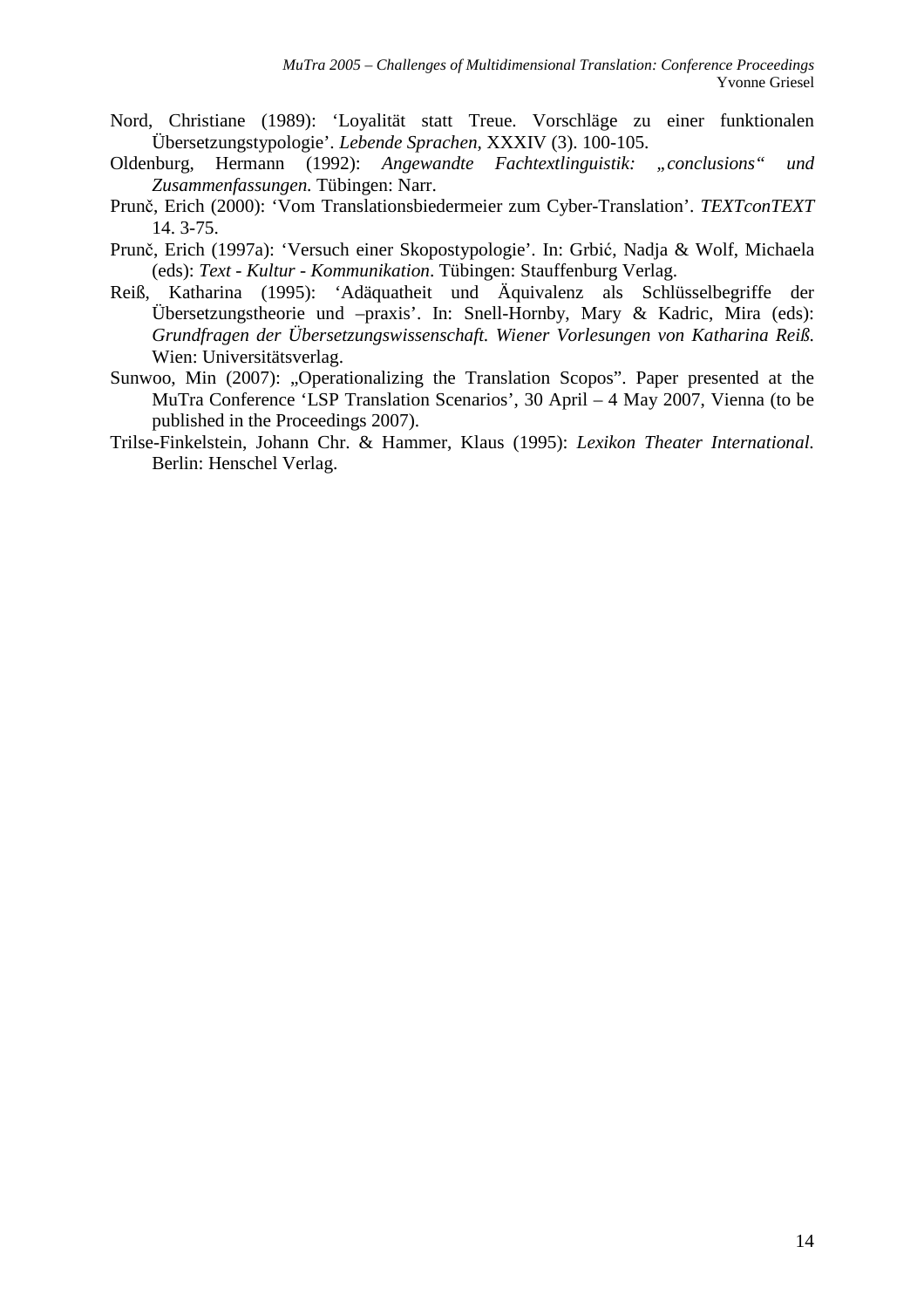Nord, Christiane (1989): 'Loyalität statt Treue. Vorschläge zu einer funktionalen Übersetzungstypologie'. *Lebende Sprachen,* XXXIV (3). 100-105.

Oldenburg, Hermann (1992): *Angewandte Fachtextlinguistik: „conclusions" und Zusammenfassungen.* Tübingen: Narr.

Prunč, Erich (2000): 'Vom Translationsbiedermeier zum Cyber-Translation'. *TEXTconTEXT* 14. 3-75.

Prunč, Erich (1997a): 'Versuch einer Skopostypologie'. In: Grbić, Nadja & Wolf, Michaela (eds): *Text - Kultur - Kommunikation*. Tübingen: Stauffenburg Verlag.

Reiß, Katharina (1995): 'Adäquatheit und Äquivalenz als Schlüsselbegriffe der Übersetzungstheorie und –praxis'. In: Snell-Hornby, Mary & Kadric, Mira (eds): *Grundfragen der Übersetzungswissenschaft. Wiener Vorlesungen von Katharina Reiß.* Wien: Universitätsverlag.

Sunwoo, Min (2007): „Operationalizing the Translation Scopos". Paper presented at the MuTra Conference 'LSP Translation Scenarios', 30 April – 4 May 2007, Vienna (to be published in the Proceedings 2007).

Trilse-Finkelstein, Johann Chr. & Hammer, Klaus (1995): *Lexikon Theater International.* Berlin: Henschel Verlag.